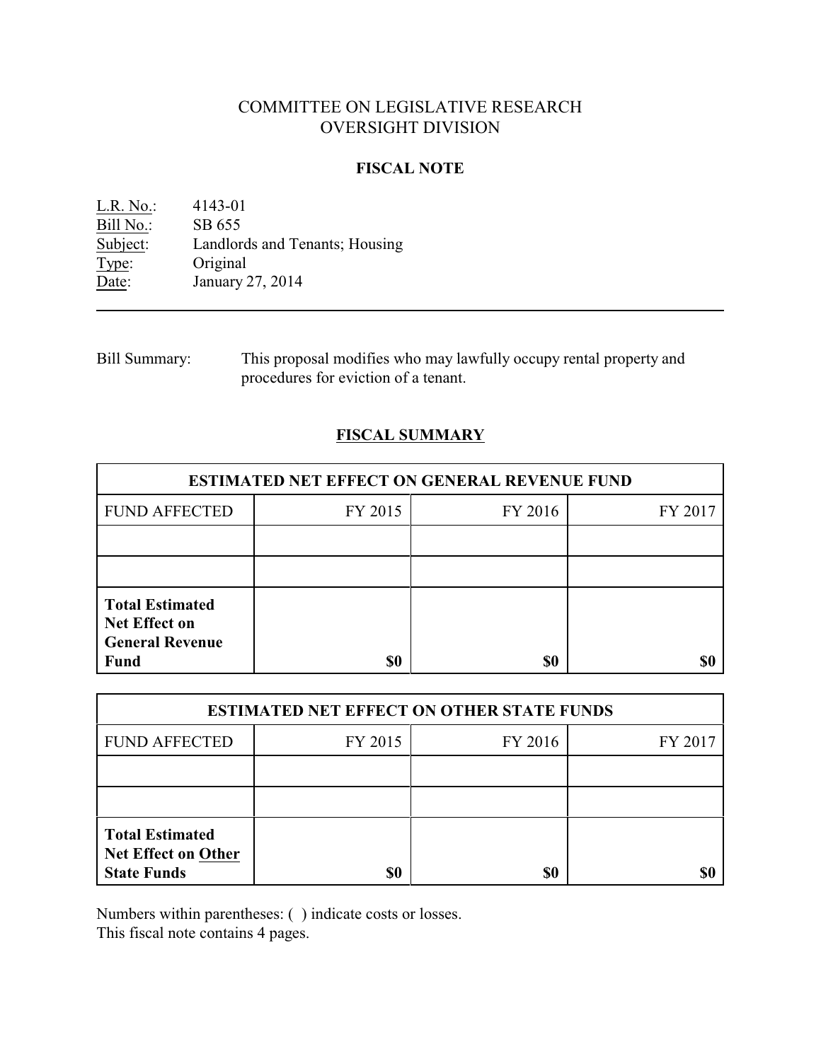# COMMITTEE ON LEGISLATIVE RESEARCH
# OVERSIGHT DIVISION

## FISCAL NOTE

L.R. No.: 4143-01
Bill No.: SB 655
Subject: Landlords and Tenants; Housing
Type: Original
Date: January 27, 2014

---

Bill Summary: This proposal modifies who may lawfully occupy rental property and procedures for eviction of a tenant.

## FISCAL SUMMARY

| ESTIMATED NET EFFECT ON GENERAL REVENUE FUND | | | |
|---|---|---|---|
| FUND AFFECTED | FY 2015 | FY 2016 | FY 2017 |
| | | | |
| | | | |
| **Total Estimated Net Effect on General Revenue Fund** | **$0** | **$0** | **$0** |

| ESTIMATED NET EFFECT ON OTHER STATE FUNDS | | | |
|---|---|---|---|
| FUND AFFECTED | FY 2015 | FY 2016 | FY 2017 |
| | | | |
| | | | |
| **Total Estimated Net Effect on Other State Funds** | **$0** | **$0** | **$0** |

Numbers within parentheses: ( ) indicate costs or losses.
This fiscal note contains 4 pages.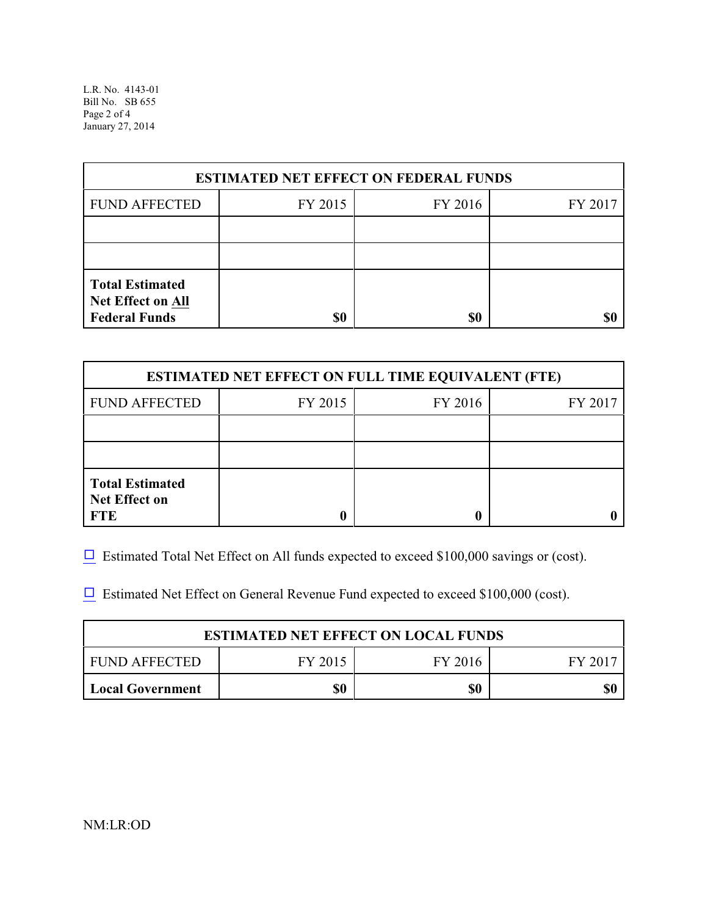| ESTIMATED NET EFFECT ON FEDERAL FUNDS | | | |
| --- | --- | --- | --- |
| FUND AFFECTED | FY 2015 | FY 2016 | FY 2017 |
| | | | |
| | | | |
| **Total Estimated Net Effect on All Federal Funds** | **$0** | **$0** | **$0** |

| ESTIMATED NET EFFECT ON FULL TIME EQUIVALENT (FTE) | | | |
| --- | --- | --- | --- |
| FUND AFFECTED | FY 2015 | FY 2016 | FY 2017 |
| | | | |
| | | | |
| **Total Estimated Net Effect on FTE** | **0** | **0** | **0** |

☐ Estimated Total Net Effect on All funds expected to exceed $100,000 savings or (cost).

☐ Estimated Net Effect on General Revenue Fund expected to exceed $100,000 (cost).

| ESTIMATED NET EFFECT ON LOCAL FUNDS | | | |
| --- | --- | --- | --- |
| FUND AFFECTED | FY 2015 | FY 2016 | FY 2017 |
| **Local Government** | **$0** | **$0** | **$0** |

NM:LR:OD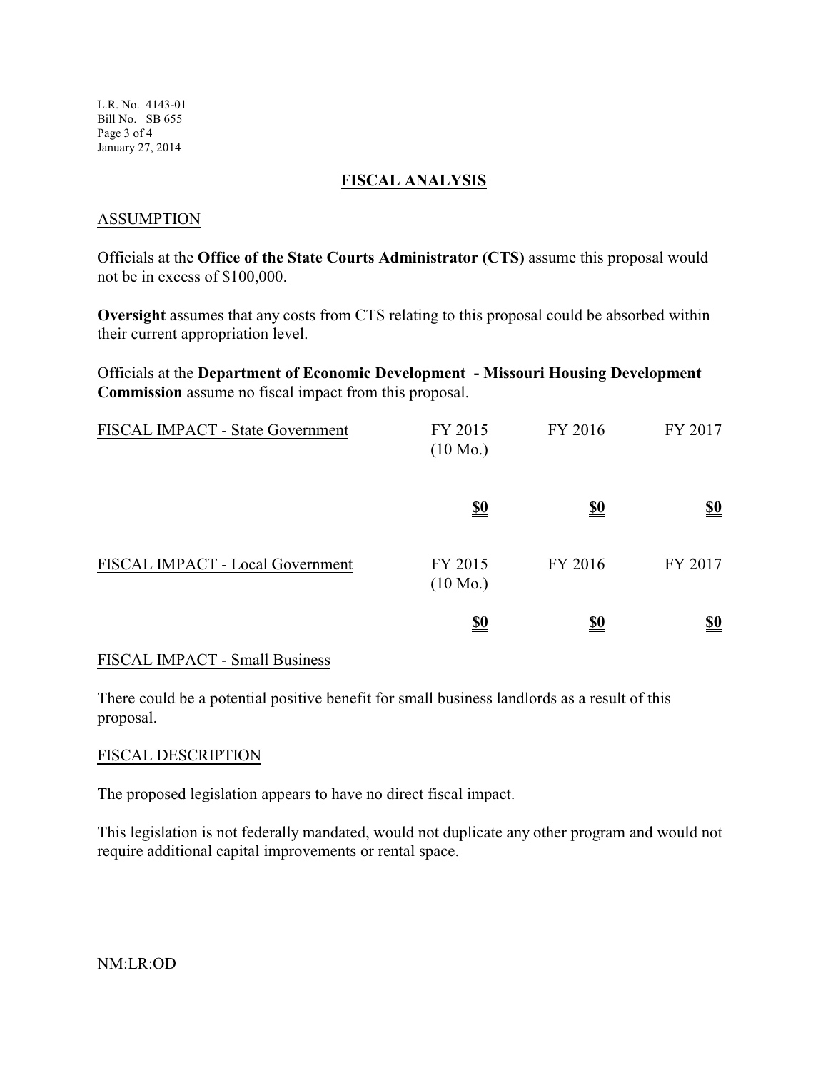## FISCAL ANALYSIS

### ASSUMPTION

Officials at the **Office of the State Courts Administrator (CTS)** assume this proposal would not be in excess of $100,000.

**Oversight** assumes that any costs from CTS relating to this proposal could be absorbed within their current appropriation level.

Officials at the **Department of Economic Development - Missouri Housing Development Commission** assume no fiscal impact from this proposal.

| FISCAL IMPACT - State Government | FY 2015 (10 Mo.) | FY 2016 | FY 2017 |
|---|---|---|---|
| | **$0** | **$0** | **$0** |

| FISCAL IMPACT - Local Government | FY 2015 (10 Mo.) | FY 2016 | FY 2017 |
|---|---|---|---|
| | **$0** | **$0** | **$0** |

### FISCAL IMPACT - Small Business

There could be a potential positive benefit for small business landlords as a result of this proposal.

### FISCAL DESCRIPTION

The proposed legislation appears to have no direct fiscal impact.

This legislation is not federally mandated, would not duplicate any other program and would not require additional capital improvements or rental space.

NM:LR:OD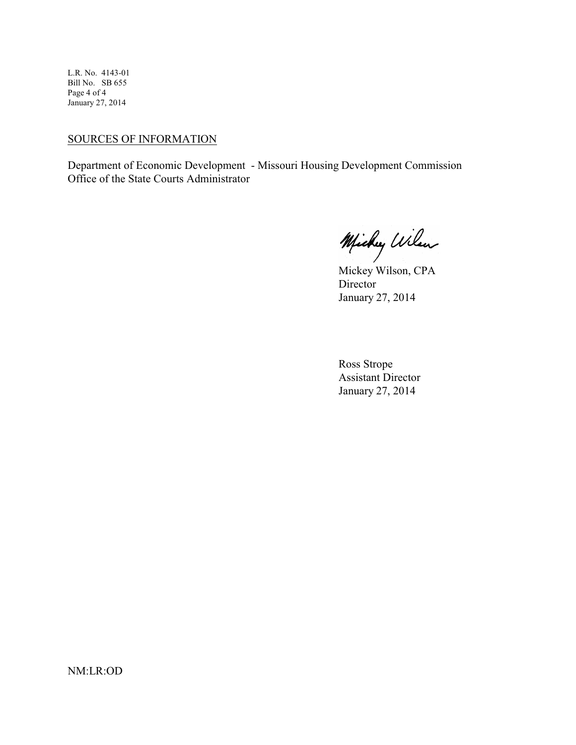## SOURCES OF INFORMATION

Department of Economic Development - Missouri Housing Development Commission
Office of the State Courts Administrator

Mickey Wilson, CPA
Director
January 27, 2014

Ross Strope
Assistant Director
January 27, 2014

NM:LR:OD